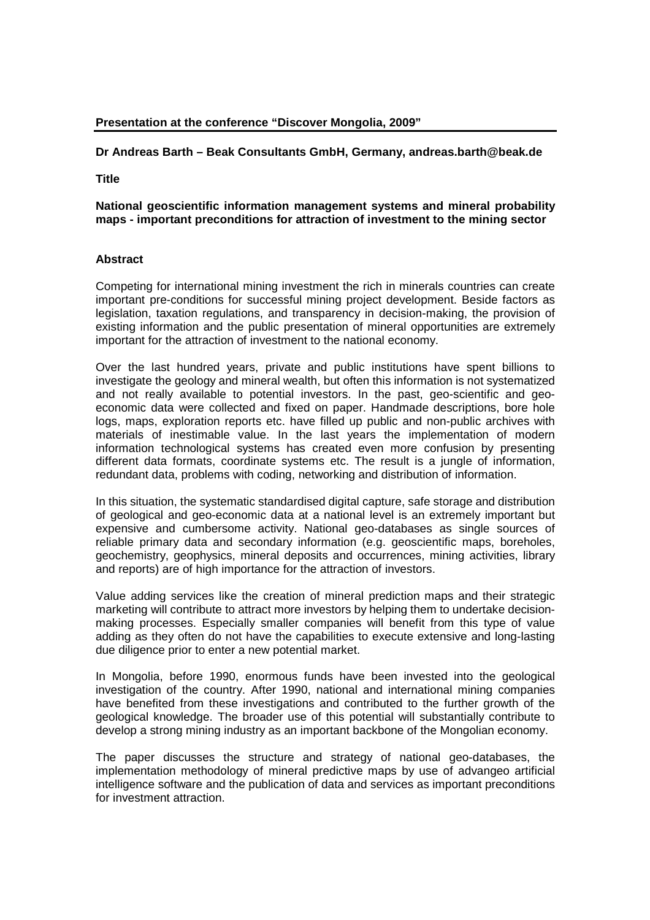**Presentation at the conference "Discover Mongolia, 2009"**

---

**Dr Andreas Barth – Beak Consultants GmbH, Germany, andreas.barth@beak.de**

**Title**

**National geoscientific information management systems and mineral probability maps - important preconditions for attraction of investment to the mining sector**

**Abstract**

Competing for international mining investment the rich in minerals countries can create important pre-conditions for successful mining project development. Beside factors as legislation, taxation regulations, and transparency in decision-making, the provision of existing information and the public presentation of mineral opportunities are extremely important for the attraction of investment to the national economy.

Over the last hundred years, private and public institutions have spent billions to investigate the geology and mineral wealth, but often this information is not systematized and not really available to potential investors. In the past, geo-scientific and geo-economic data were collected and fixed on paper. Handmade descriptions, bore hole logs, maps, exploration reports etc. have filled up public and non-public archives with materials of inestimable value. In the last years the implementation of modern information technological systems has created even more confusion by presenting different data formats, coordinate systems etc. The result is a jungle of information, redundant data, problems with coding, networking and distribution of information.

In this situation, the systematic standardised digital capture, safe storage and distribution of geological and geo-economic data at a national level is an extremely important but expensive and cumbersome activity. National geo-databases as single sources of reliable primary data and secondary information (e.g. geoscientific maps, boreholes, geochemistry, geophysics, mineral deposits and occurrences, mining activities, library and reports) are of high importance for the attraction of investors.

Value adding services like the creation of mineral prediction maps and their strategic marketing will contribute to attract more investors by helping them to undertake decision-making processes. Especially smaller companies will benefit from this type of value adding as they often do not have the capabilities to execute extensive and long-lasting due diligence prior to enter a new potential market.

In Mongolia, before 1990, enormous funds have been invested into the geological investigation of the country. After 1990, national and international mining companies have benefited from these investigations and contributed to the further growth of the geological knowledge. The broader use of this potential will substantially contribute to develop a strong mining industry as an important backbone of the Mongolian economy.

The paper discusses the structure and strategy of national geo-databases, the implementation methodology of mineral predictive maps by use of advangeo artificial intelligence software and the publication of data and services as important preconditions for investment attraction.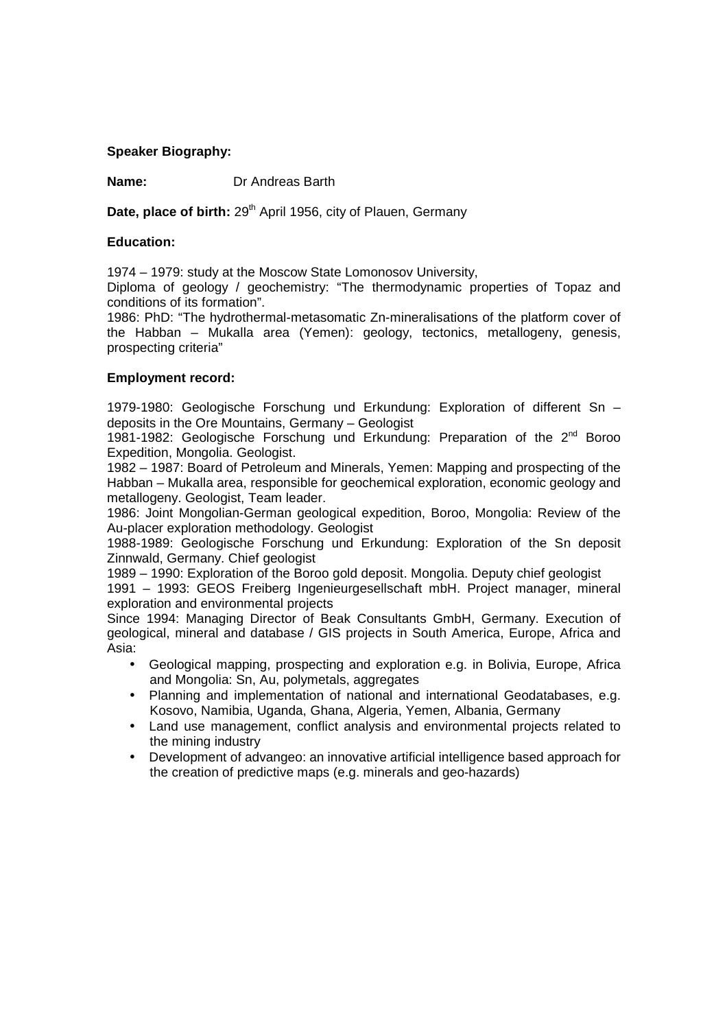**Speaker Biography:**

**Name:** Dr Andreas Barth

**Date, place of birth:** 29th April 1956, city of Plauen, Germany

**Education:**

1974 – 1979: study at the Moscow State Lomonosov University,
Diploma of geology / geochemistry: "The thermodynamic properties of Topaz and conditions of its formation".
1986: PhD: "The hydrothermal-metasomatic Zn-mineralisations of the platform cover of the Habban – Mukalla area (Yemen): geology, tectonics, metallogeny, genesis, prospecting criteria"

**Employment record:**

1979-1980: Geologische Forschung und Erkundung: Exploration of different Sn – deposits in the Ore Mountains, Germany – Geologist
1981-1982: Geologische Forschung und Erkundung: Preparation of the 2nd Boroo Expedition, Mongolia. Geologist.
1982 – 1987: Board of Petroleum and Minerals, Yemen: Mapping and prospecting of the Habban – Mukalla area, responsible for geochemical exploration, economic geology and metallogeny. Geologist, Team leader.
1986: Joint Mongolian-German geological expedition, Boroo, Mongolia: Review of the Au-placer exploration methodology. Geologist
1988-1989: Geologische Forschung und Erkundung: Exploration of the Sn deposit Zinnwald, Germany. Chief geologist
1989 – 1990: Exploration of the Boroo gold deposit. Mongolia. Deputy chief geologist
1991 – 1993: GEOS Freiberg Ingenieurgesellschaft mbH. Project manager, mineral exploration and environmental projects
Since 1994: Managing Director of Beak Consultants GmbH, Germany. Execution of geological, mineral and database / GIS projects in South America, Europe, Africa and Asia:

- Geological mapping, prospecting and exploration e.g. in Bolivia, Europe, Africa and Mongolia: Sn, Au, polymetals, aggregates
- Planning and implementation of national and international Geodatabases, e.g. Kosovo, Namibia, Uganda, Ghana, Algeria, Yemen, Albania, Germany
- Land use management, conflict analysis and environmental projects related to the mining industry
- Development of advangeo: an innovative artificial intelligence based approach for the creation of predictive maps (e.g. minerals and geo-hazards)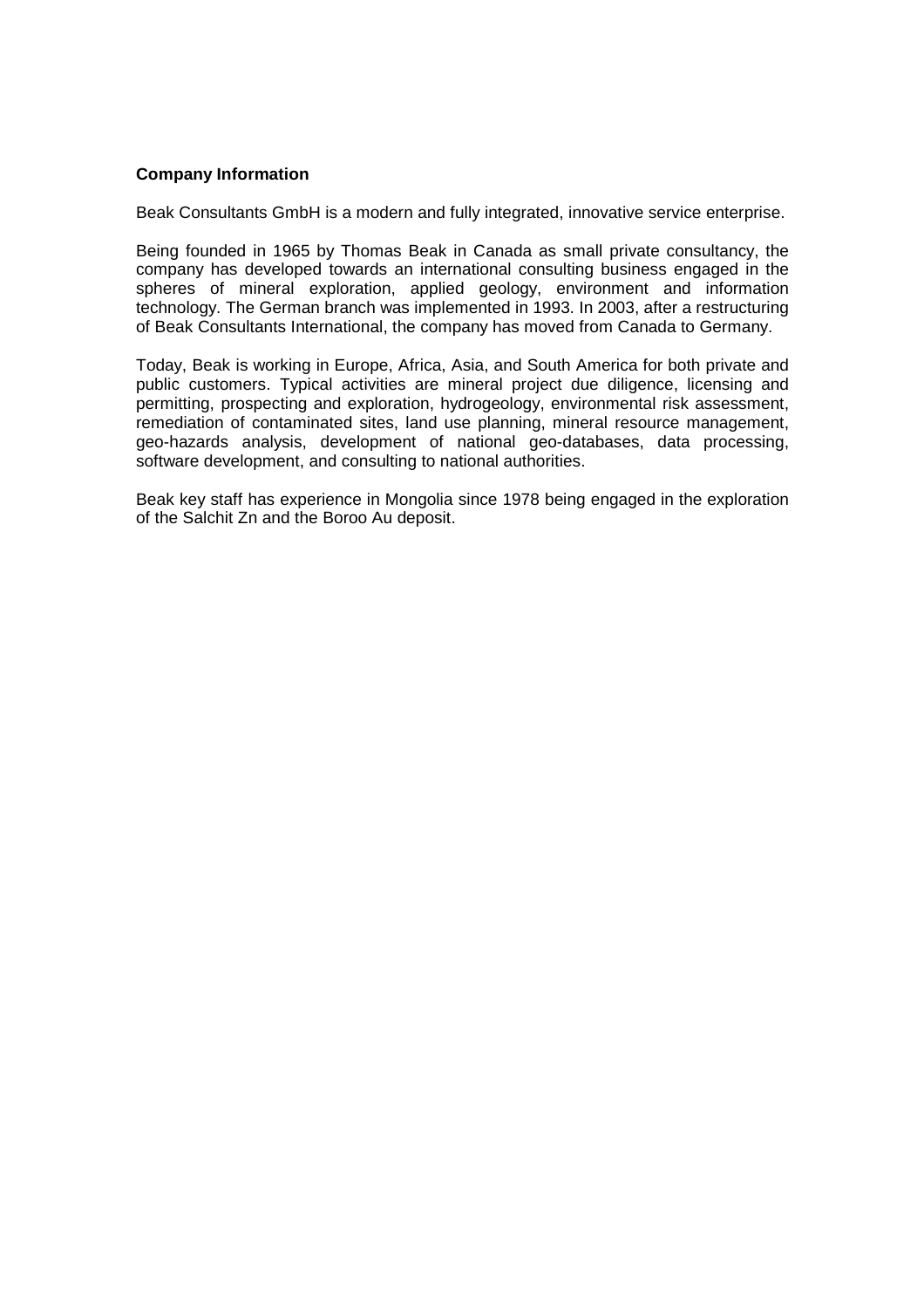**Company Information**

Beak Consultants GmbH is a modern and fully integrated, innovative service enterprise.

Being founded in 1965 by Thomas Beak in Canada as small private consultancy, the company has developed towards an international consulting business engaged in the spheres of mineral exploration, applied geology, environment and information technology. The German branch was implemented in 1993. In 2003, after a restructuring of Beak Consultants International, the company has moved from Canada to Germany.

Today, Beak is working in Europe, Africa, Asia, and South America for both private and public customers. Typical activities are mineral project due diligence, licensing and permitting, prospecting and exploration, hydrogeology, environmental risk assessment, remediation of contaminated sites, land use planning, mineral resource management, geo-hazards analysis, development of national geo-databases, data processing, software development, and consulting to national authorities.

Beak key staff has experience in Mongolia since 1978 being engaged in the exploration of the Salchit Zn and the Boroo Au deposit.